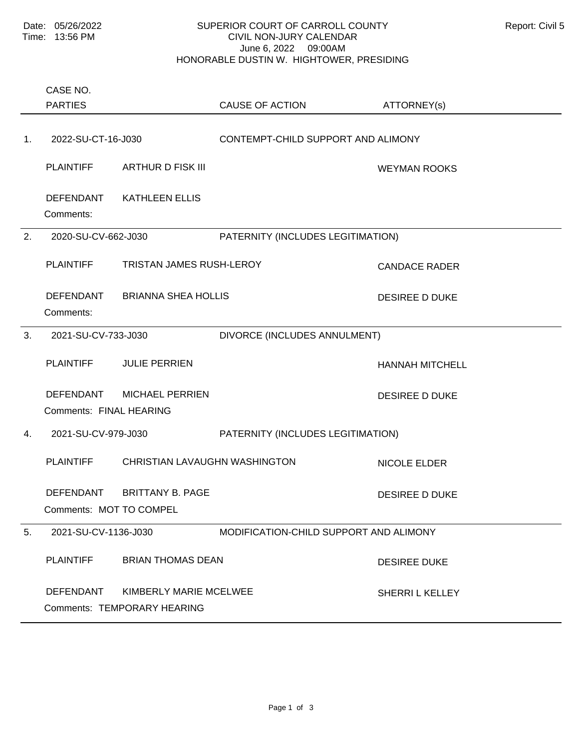Date: 05/26/2022
Time: 13:56 PM

# SUPERIOR COURT OF CARROLL COUNTY
## CIVIL NON-JURY CALENDAR
June 6, 2022 09:00AM
HONORABLE DUSTIN W. HIGHTOWER, PRESIDING

Report: Civil 5

| # | CASE NO. / PARTIES | | CAUSE OF ACTION | ATTORNEY(s) |
|---|---|---|---|---|
| 1. | 2022-SU-CT-16-J030 | | CONTEMPT-CHILD SUPPORT AND ALIMONY | |
| | PLAINTIFF | ARTHUR D FISK III | | WEYMAN ROOKS |
| | DEFENDANT | KATHLEEN ELLIS | | |
| | Comments: | | | |
| 2. | 2020-SU-CV-662-J030 | | PATERNITY (INCLUDES LEGITIMATION) | |
| | PLAINTIFF | TRISTAN JAMES RUSH-LEROY | | CANDACE RADER |
| | DEFENDANT | BRIANNA SHEA HOLLIS | | DESIREE D DUKE |
| | Comments: | | | |
| 3. | 2021-SU-CV-733-J030 | | DIVORCE (INCLUDES ANNULMENT) | |
| | PLAINTIFF | JULIE PERRIEN | | HANNAH MITCHELL |
| | DEFENDANT | MICHAEL PERRIEN | | DESIREE D DUKE |
| | Comments: FINAL HEARING | | | |
| 4. | 2021-SU-CV-979-J030 | | PATERNITY (INCLUDES LEGITIMATION) | |
| | PLAINTIFF | CHRISTIAN LAVAUGHN WASHINGTON | | NICOLE ELDER |
| | DEFENDANT | BRITTANY B. PAGE | | DESIREE D DUKE |
| | Comments: MOT TO COMPEL | | | |
| 5. | 2021-SU-CV-1136-J030 | | MODIFICATION-CHILD SUPPORT AND ALIMONY | |
| | PLAINTIFF | BRIAN THOMAS DEAN | | DESIREE DUKE |
| | DEFENDANT | KIMBERLY MARIE MCELWEE | | SHERRI L KELLEY |
| | Comments: TEMPORARY HEARING | | | |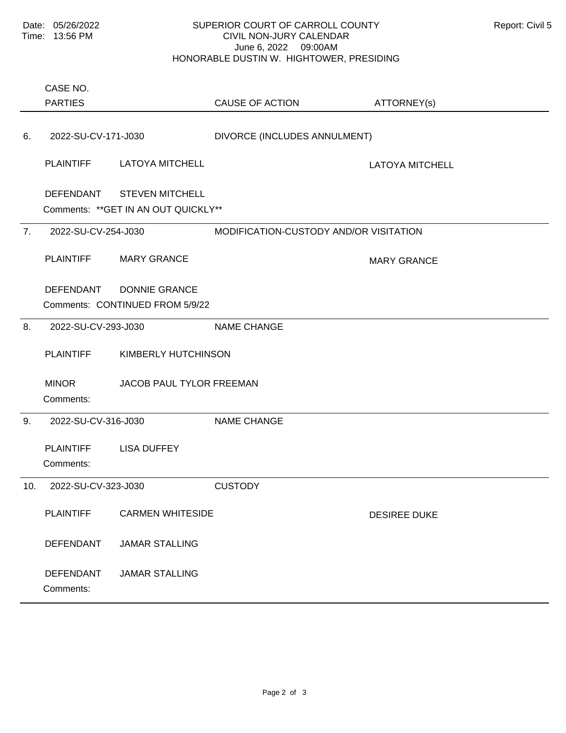Date: 05/26/2022
Time: 13:56 PM

# SUPERIOR COURT OF CARROLL COUNTY

## CIVIL NON-JURY CALENDAR

June 6, 2022 09:00AM

HONORABLE DUSTIN W. HIGHTOWER, PRESIDING

Report: Civil 5

| | CASE NO. / PARTIES | | CAUSE OF ACTION | ATTORNEY(s) |
|---|---|---|---|---|
| 6. | 2022-SU-CV-171-J030 | | DIVORCE (INCLUDES ANNULMENT) | |
| | PLAINTIFF | LATOYA MITCHELL | | LATOYA MITCHELL |
| | DEFENDANT | STEVEN MITCHELL | | |
| | Comments: **GET IN AN OUT QUICKLY** | | | |
| 7. | 2022-SU-CV-254-J030 | | MODIFICATION-CUSTODY AND/OR VISITATION | |
| | PLAINTIFF | MARY GRANCE | | MARY GRANCE |
| | DEFENDANT | DONNIE GRANCE | | |
| | Comments: CONTINUED FROM 5/9/22 | | | |
| 8. | 2022-SU-CV-293-J030 | | NAME CHANGE | |
| | PLAINTIFF | KIMBERLY HUTCHINSON | | |
| | MINOR | JACOB PAUL TYLOR FREEMAN | | |
| | Comments: | | | |
| 9. | 2022-SU-CV-316-J030 | | NAME CHANGE | |
| | PLAINTIFF | LISA DUFFEY | | |
| | Comments: | | | |
| 10. | 2022-SU-CV-323-J030 | | CUSTODY | |
| | PLAINTIFF | CARMEN WHITESIDE | | DESIREE DUKE |
| | DEFENDANT | JAMAR STALLING | | |
| | DEFENDANT | JAMAR STALLING | | |
| | Comments: | | | |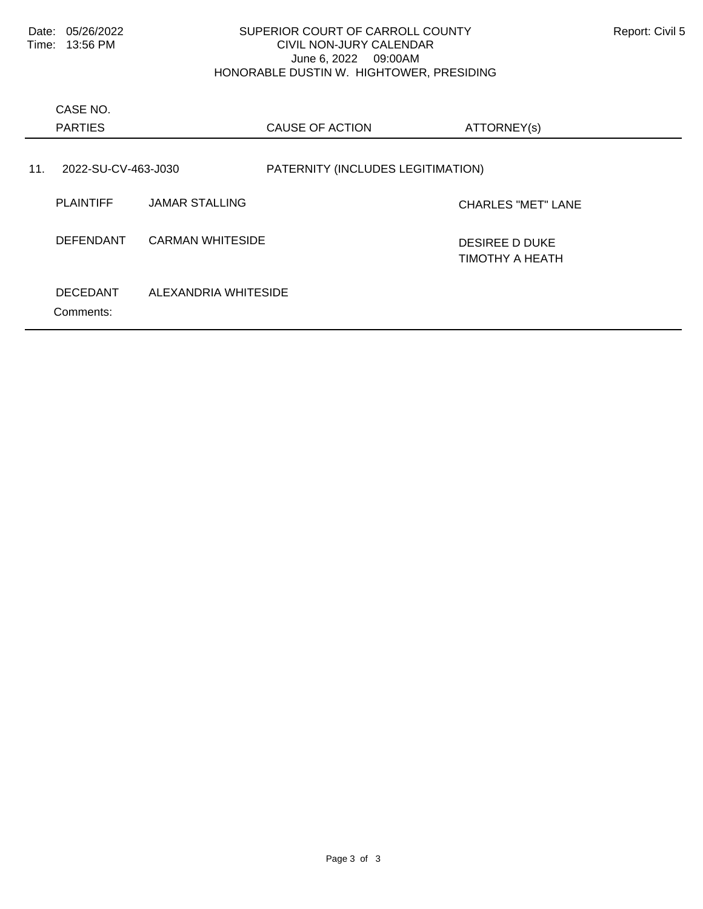Date: 05/26/2022
Time: 13:56 PM

SUPERIOR COURT OF CARROLL COUNTY
CIVIL NON-JURY CALENDAR
June 6, 2022 09:00AM
HONORABLE DUSTIN W. HIGHTOWER, PRESIDING

Report: Civil 5

| CASE NO. / PARTIES | | CAUSE OF ACTION | ATTORNEY(s) |
|---|---|---|---|
| 11. 2022-SU-CV-463-J030 | | PATERNITY (INCLUDES LEGITIMATION) | |
| PLAINTIFF | JAMAR STALLING | | CHARLES "MET" LANE |
| DEFENDANT | CARMAN WHITESIDE | | DESIREE D DUKE<br>TIMOTHY A HEATH |
| DECEDANT | ALEXANDRIA WHITESIDE | | |
| Comments: | | | |